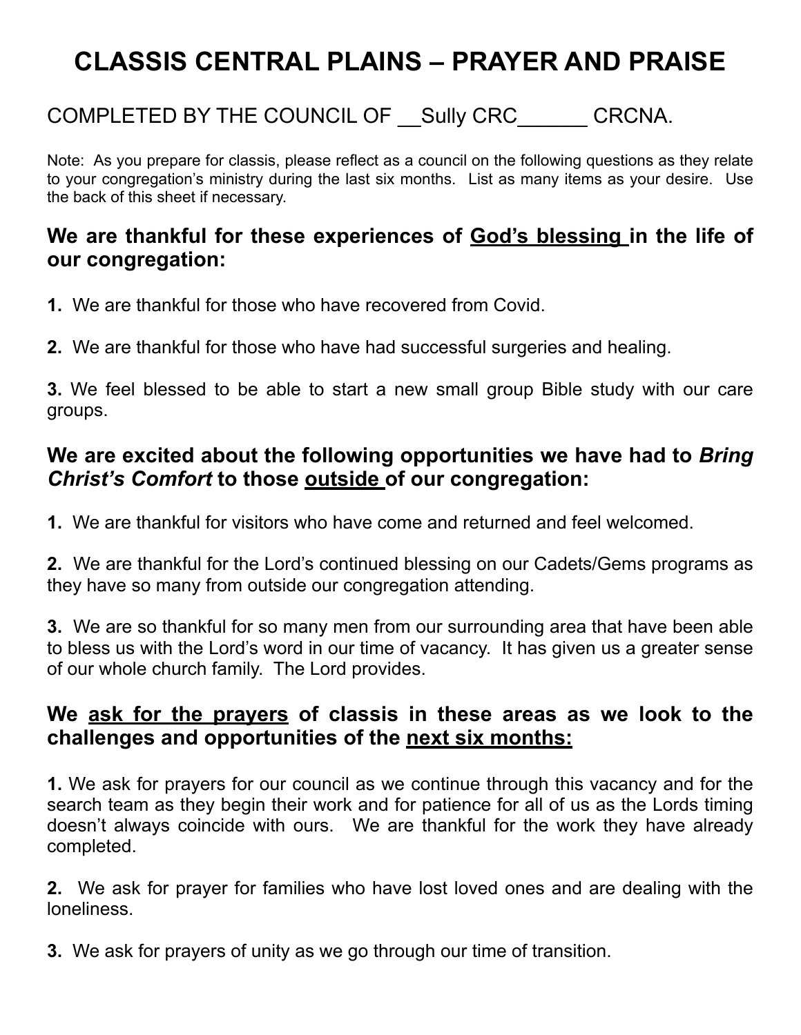# CLASSIS CENTRAL PLAINS – PRAYER AND PRAISE

COMPLETED BY THE COUNCIL OF __Sully CRC______ CRCNA.

Note: As you prepare for classis, please reflect as a council on the following questions as they relate to your congregation's ministry during the last six months. List as many items as your desire. Use the back of this sheet if necessary.

## We are thankful for these experiences of God's blessing in the life of our congregation:

**1.** We are thankful for those who have recovered from Covid.

**2.** We are thankful for those who have had successful surgeries and healing.

**3.** We feel blessed to be able to start a new small group Bible study with our care groups.

## We are excited about the following opportunities we have had to *Bring Christ's Comfort* to those outside of our congregation:

**1.** We are thankful for visitors who have come and returned and feel welcomed.

**2.** We are thankful for the Lord's continued blessing on our Cadets/Gems programs as they have so many from outside our congregation attending.

**3.** We are so thankful for so many men from our surrounding area that have been able to bless us with the Lord's word in our time of vacancy. It has given us a greater sense of our whole church family. The Lord provides.

## We ask for the prayers of classis in these areas as we look to the challenges and opportunities of the next six months:

**1.** We ask for prayers for our council as we continue through this vacancy and for the search team as they begin their work and for patience for all of us as the Lords timing doesn't always coincide with ours. We are thankful for the work they have already completed.

**2.** We ask for prayer for families who have lost loved ones and are dealing with the loneliness.

**3.** We ask for prayers of unity as we go through our time of transition.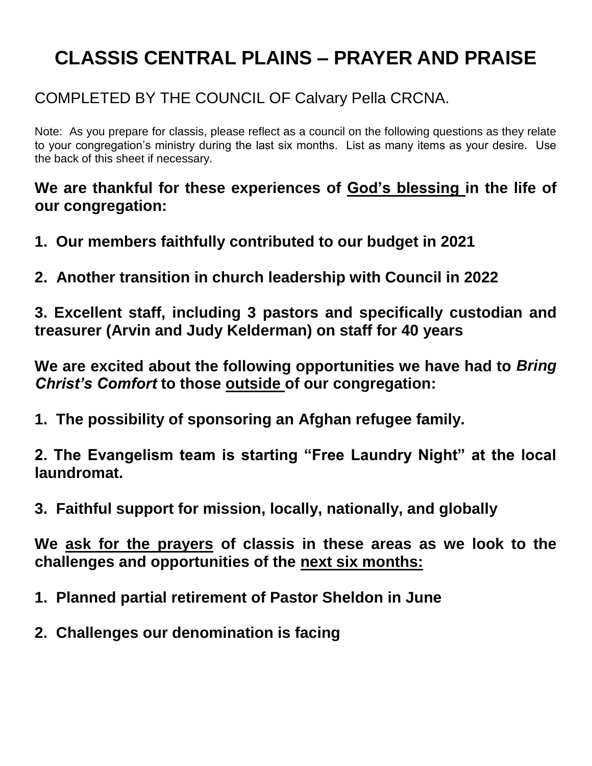# CLASSIS CENTRAL PLAINS – PRAYER AND PRAISE

COMPLETED BY THE COUNCIL OF Calvary Pella CRCNA.

Note: As you prepare for classis, please reflect as a council on the following questions as they relate to your congregation's ministry during the last six months. List as many items as your desire. Use the back of this sheet if necessary.

**We are thankful for these experiences of God's blessing in the life of our congregation:**

**1. Our members faithfully contributed to our budget in 2021**

**2. Another transition in church leadership with Council in 2022**

**3. Excellent staff, including 3 pastors and specifically custodian and treasurer (Arvin and Judy Kelderman) on staff for 40 years**

**We are excited about the following opportunities we have had to *Bring Christ's Comfort* to those outside of our congregation:**

**1. The possibility of sponsoring an Afghan refugee family.**

**2. The Evangelism team is starting "Free Laundry Night" at the local laundromat.**

**3. Faithful support for mission, locally, nationally, and globally**

**We ask for the prayers of classis in these areas as we look to the challenges and opportunities of the next six months:**

**1. Planned partial retirement of Pastor Sheldon in June**

**2. Challenges our denomination is facing**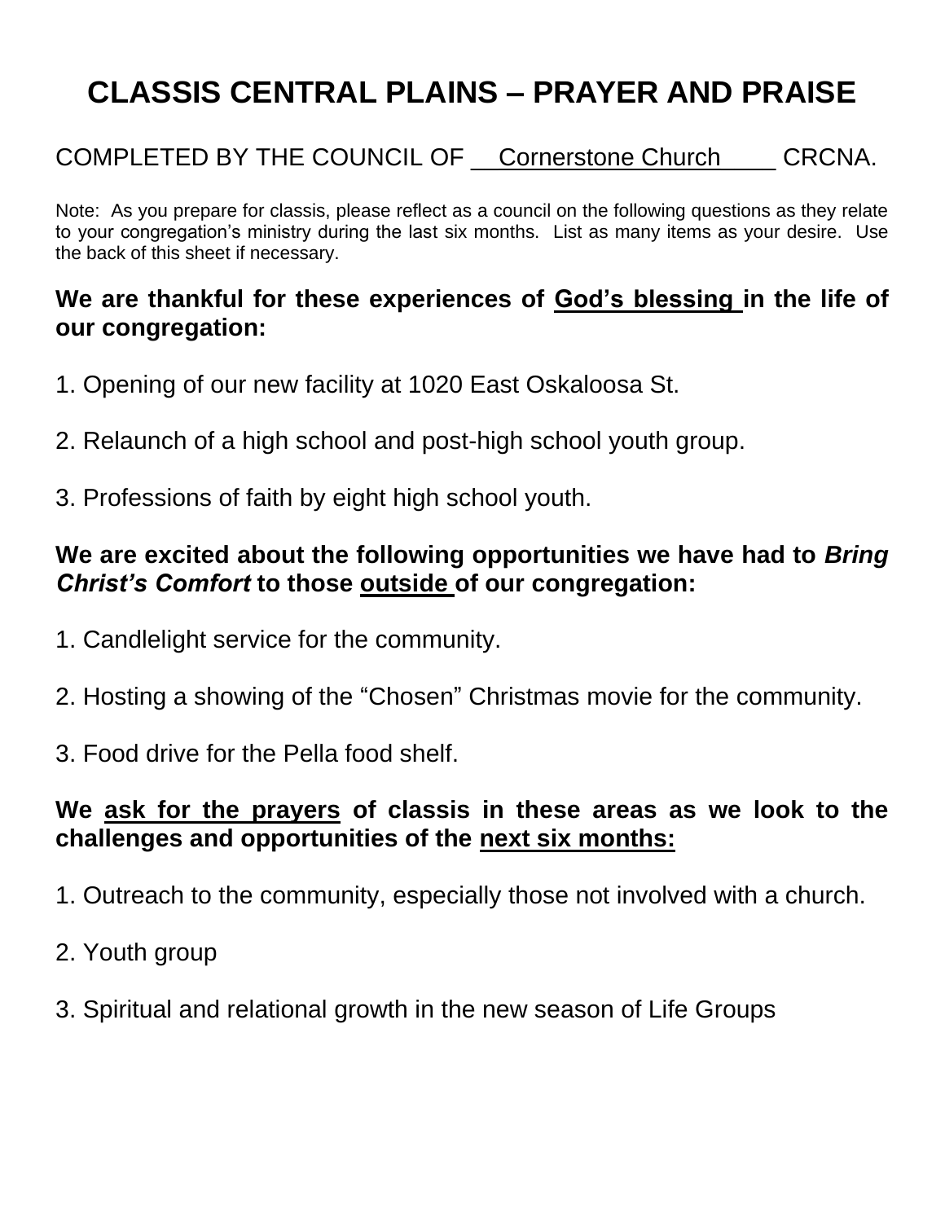# CLASSIS CENTRAL PLAINS – PRAYER AND PRAISE

COMPLETED BY THE COUNCIL OF __Cornerstone Church____ CRCNA.

Note: As you prepare for classis, please reflect as a council on the following questions as they relate to your congregation's ministry during the last six months. List as many items as your desire. Use the back of this sheet if necessary.

**We are thankful for these experiences of God's blessing in the life of our congregation:**

1. Opening of our new facility at 1020 East Oskaloosa St.

2. Relaunch of a high school and post-high school youth group.

3. Professions of faith by eight high school youth.

**We are excited about the following opportunities we have had to *Bring Christ's Comfort* to those outside of our congregation:**

1. Candlelight service for the community.

2. Hosting a showing of the "Chosen" Christmas movie for the community.

3. Food drive for the Pella food shelf.

**We ask for the prayers of classis in these areas as we look to the challenges and opportunities of the next six months:**

1. Outreach to the community, especially those not involved with a church.

2. Youth group

3. Spiritual and relational growth in the new season of Life Groups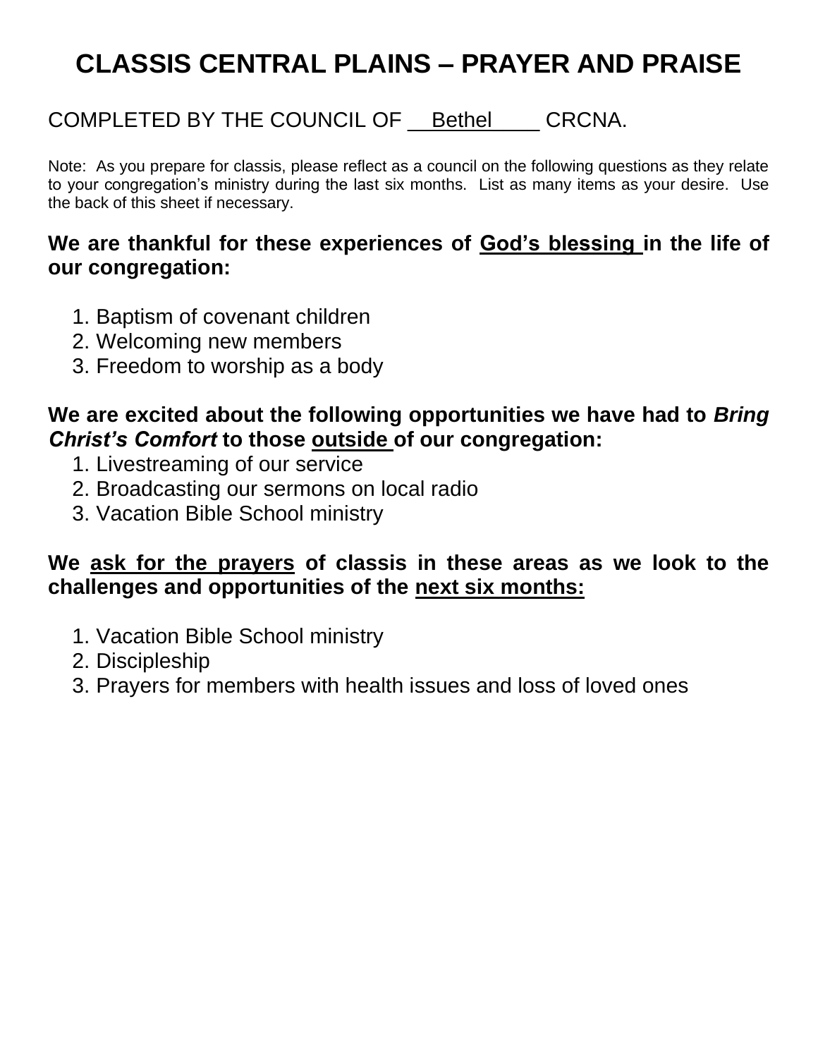# CLASSIS CENTRAL PLAINS – PRAYER AND PRAISE

COMPLETED BY THE COUNCIL OF __Bethel____ CRCNA.

Note: As you prepare for classis, please reflect as a council on the following questions as they relate to your congregation's ministry during the last six months. List as many items as your desire. Use the back of this sheet if necessary.

**We are thankful for these experiences of God's blessing in the life of our congregation:**

1. Baptism of covenant children
2. Welcoming new members
3. Freedom to worship as a body

**We are excited about the following opportunities we have had to *Bring Christ's Comfort* to those outside of our congregation:**

1. Livestreaming of our service
2. Broadcasting our sermons on local radio
3. Vacation Bible School ministry

**We ask for the prayers of classis in these areas as we look to the challenges and opportunities of the next six months:**

1. Vacation Bible School ministry
2. Discipleship
3. Prayers for members with health issues and loss of loved ones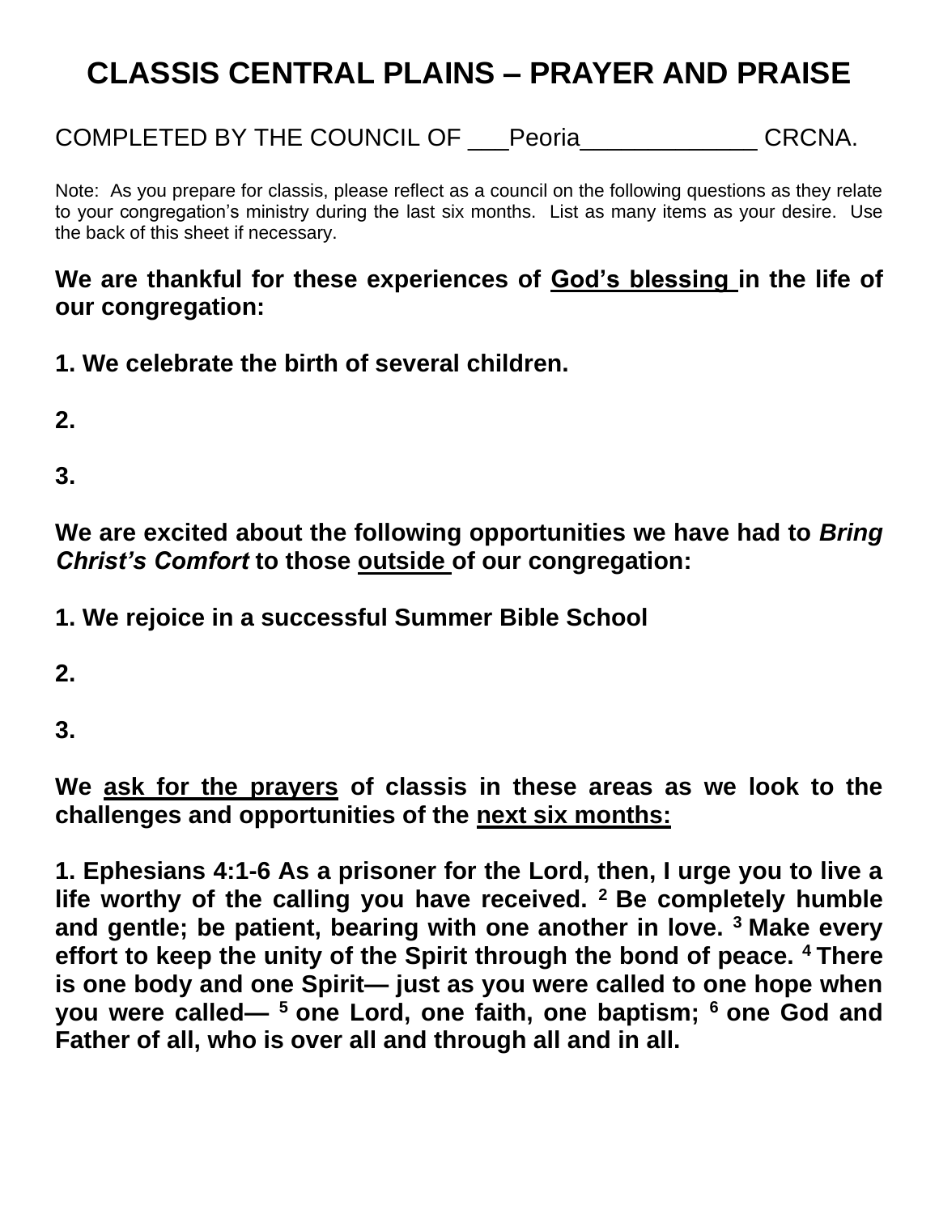# CLASSIS CENTRAL PLAINS – PRAYER AND PRAISE

COMPLETED BY THE COUNCIL OF ___Peoria_____________ CRCNA.

Note: As you prepare for classis, please reflect as a council on the following questions as they relate to your congregation's ministry during the last six months. List as many items as your desire. Use the back of this sheet if necessary.

**We are thankful for these experiences of God's blessing in the life of our congregation:**

**1. We celebrate the birth of several children.**

**2.**

**3.**

**We are excited about the following opportunities we have had to *Bring Christ's Comfort* to those outside of our congregation:**

**1. We rejoice in a successful Summer Bible School**

**2.**

**3.**

**We ask for the prayers of classis in these areas as we look to the challenges and opportunities of the next six months:**

**1. Ephesians 4:1-6 As a prisoner for the Lord, then, I urge you to live a life worthy of the calling you have received. [2] Be completely humble and gentle; be patient, bearing with one another in love. [3] Make every effort to keep the unity of the Spirit through the bond of peace. [4] There is one body and one Spirit— just as you were called to one hope when you were called— [5] one Lord, one faith, one baptism; [6] one God and Father of all, who is over all and through all and in all.**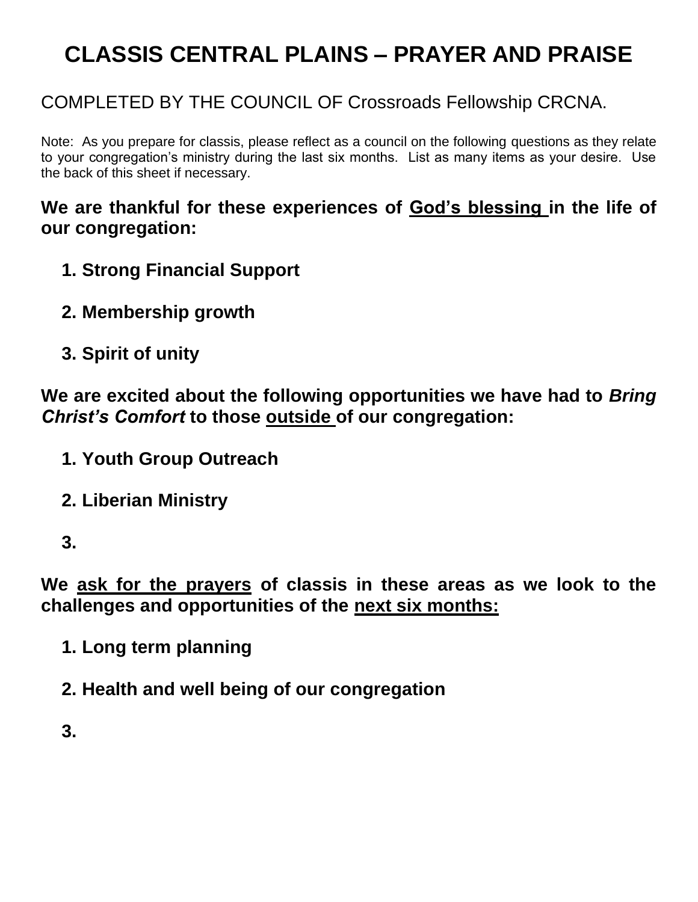# CLASSIS CENTRAL PLAINS – PRAYER AND PRAISE

COMPLETED BY THE COUNCIL OF Crossroads Fellowship CRCNA.

Note: As you prepare for classis, please reflect as a council on the following questions as they relate to your congregation's ministry during the last six months. List as many items as your desire. Use the back of this sheet if necessary.

**We are thankful for these experiences of God's blessing in the life of our congregation:**

1. **Strong Financial Support**
2. **Membership growth**
3. **Spirit of unity**

**We are excited about the following opportunities we have had to *Bring Christ's Comfort* to those outside of our congregation:**

1. **Youth Group Outreach**
2. **Liberian Ministry**
3. 

**We ask for the prayers of classis in these areas as we look to the challenges and opportunities of the next six months:**

1. **Long term planning**
2. **Health and well being of our congregation**
3.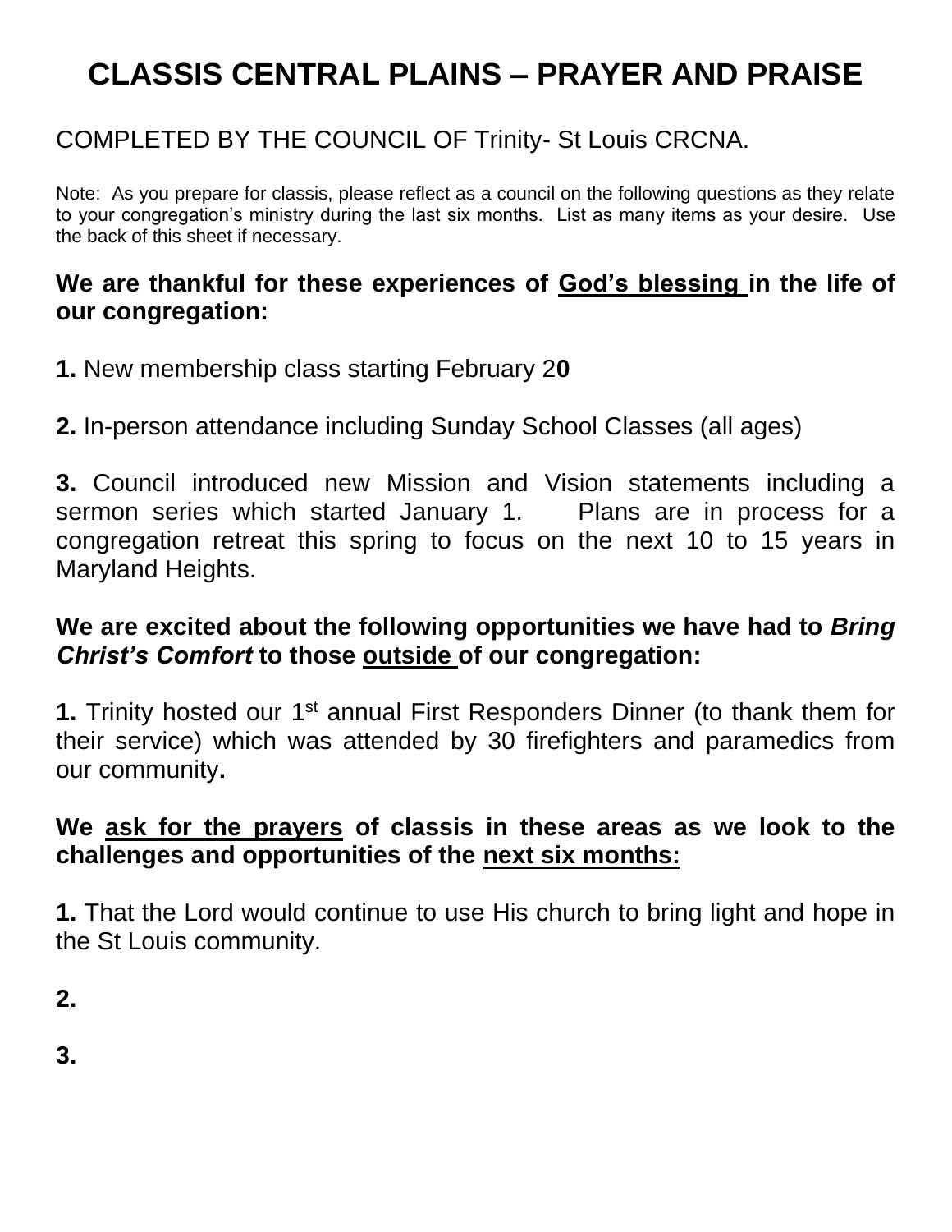# CLASSIS CENTRAL PLAINS – PRAYER AND PRAISE

COMPLETED BY THE COUNCIL OF Trinity- St Louis CRCNA.

Note: As you prepare for classis, please reflect as a council on the following questions as they relate to your congregation's ministry during the last six months. List as many items as your desire. Use the back of this sheet if necessary.

**We are thankful for these experiences of God's blessing in the life of our congregation:**

**1.** New membership class starting February 2**0**

**2.** In-person attendance including Sunday School Classes (all ages)

**3.** Council introduced new Mission and Vision statements including a sermon series which started January 1. Plans are in process for a congregation retreat this spring to focus on the next 10 to 15 years in Maryland Heights.

**We are excited about the following opportunities we have had to *Bring Christ's Comfort* to those outside of our congregation:**

**1.** Trinity hosted our 1st annual First Responders Dinner (to thank them for their service) which was attended by 30 firefighters and paramedics from our community**.**

**We ask for the prayers of classis in these areas as we look to the challenges and opportunities of the next six months:**

**1.** That the Lord would continue to use His church to bring light and hope in the St Louis community.

**2.**

**3.**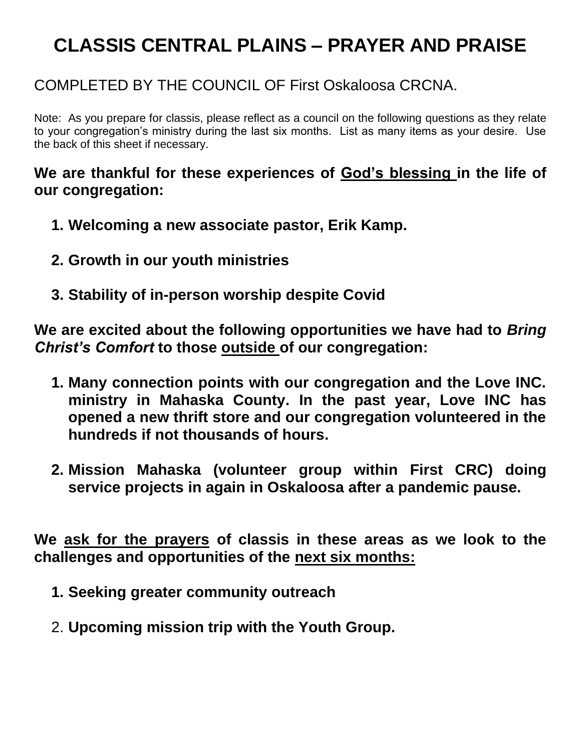# CLASSIS CENTRAL PLAINS – PRAYER AND PRAISE

COMPLETED BY THE COUNCIL OF First Oskaloosa CRCNA.

Note: As you prepare for classis, please reflect as a council on the following questions as they relate to your congregation's ministry during the last six months. List as many items as your desire. Use the back of this sheet if necessary.

**We are thankful for these experiences of God's blessing in the life of our congregation:**

1. **Welcoming a new associate pastor, Erik Kamp.**
2. **Growth in our youth ministries**
3. **Stability of in-person worship despite Covid**

**We are excited about the following opportunities we have had to *Bring Christ's Comfort* to those outside of our congregation:**

1. **Many connection points with our congregation and the Love INC. ministry in Mahaska County. In the past year, Love INC has opened a new thrift store and our congregation volunteered in the hundreds if not thousands of hours.**
2. **Mission Mahaska (volunteer group within First CRC) doing service projects in again in Oskaloosa after a pandemic pause.**

**We ask for the prayers of classis in these areas as we look to the challenges and opportunities of the next six months:**

1. **Seeking greater community outreach**
2. **Upcoming mission trip with the Youth Group.**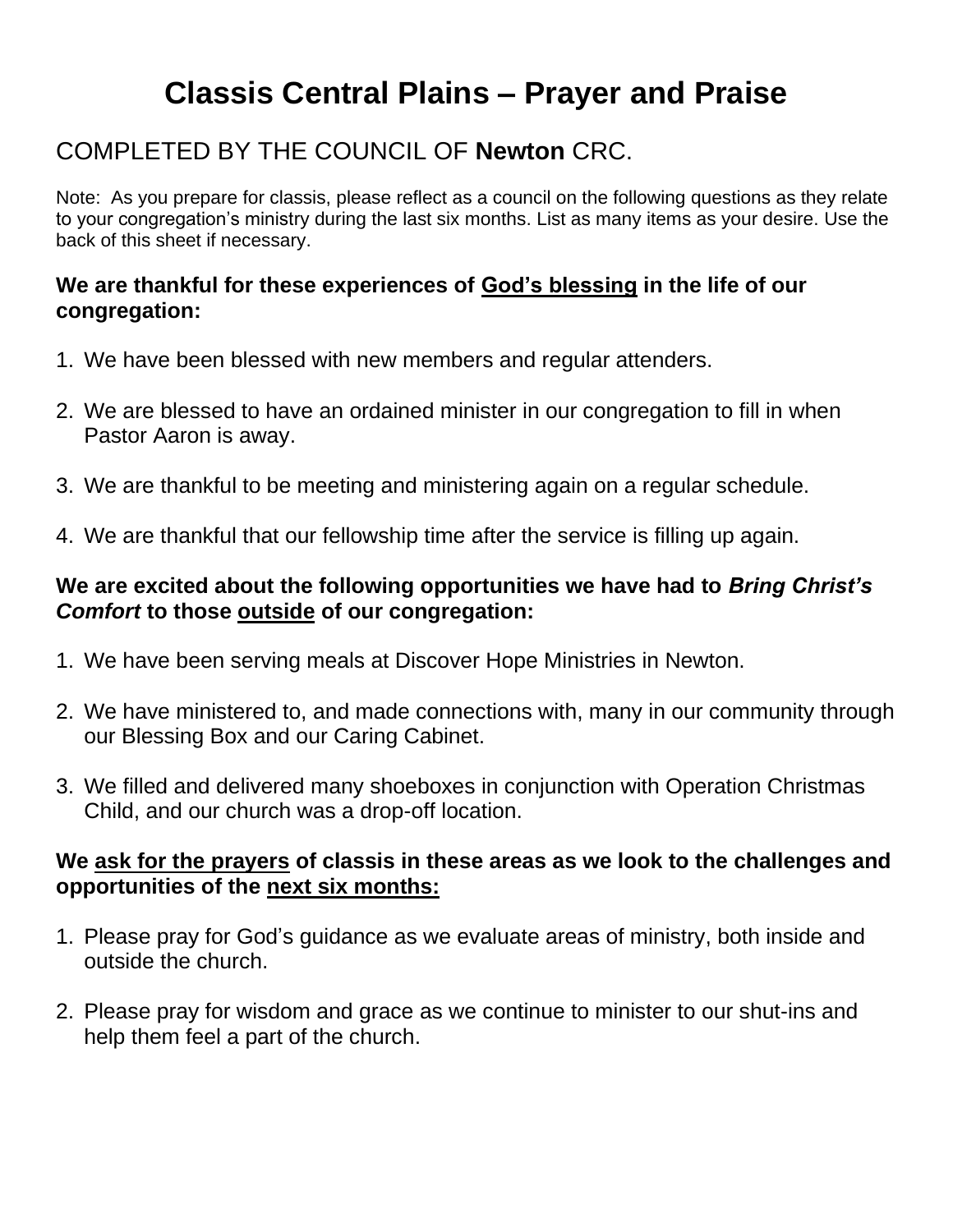# Classis Central Plains – Prayer and Praise

## COMPLETED BY THE COUNCIL OF **Newton** CRC.

Note: As you prepare for classis, please reflect as a council on the following questions as they relate to your congregation's ministry during the last six months. List as many items as your desire. Use the back of this sheet if necessary.

**We are thankful for these experiences of <u>God's blessing</u> in the life of our congregation:**

1. We have been blessed with new members and regular attenders.
2. We are blessed to have an ordained minister in our congregation to fill in when Pastor Aaron is away.
3. We are thankful to be meeting and ministering again on a regular schedule.
4. We are thankful that our fellowship time after the service is filling up again.

**We are excited about the following opportunities we have had to *Bring Christ's Comfort* to those <u>outside</u> of our congregation:**

1. We have been serving meals at Discover Hope Ministries in Newton.
2. We have ministered to, and made connections with, many in our community through our Blessing Box and our Caring Cabinet.
3. We filled and delivered many shoeboxes in conjunction with Operation Christmas Child, and our church was a drop-off location.

**We <u>ask for the prayers</u> of classis in these areas as we look to the challenges and opportunities of the <u>next six months:</u>**

1. Please pray for God's guidance as we evaluate areas of ministry, both inside and outside the church.
2. Please pray for wisdom and grace as we continue to minister to our shut-ins and help them feel a part of the church.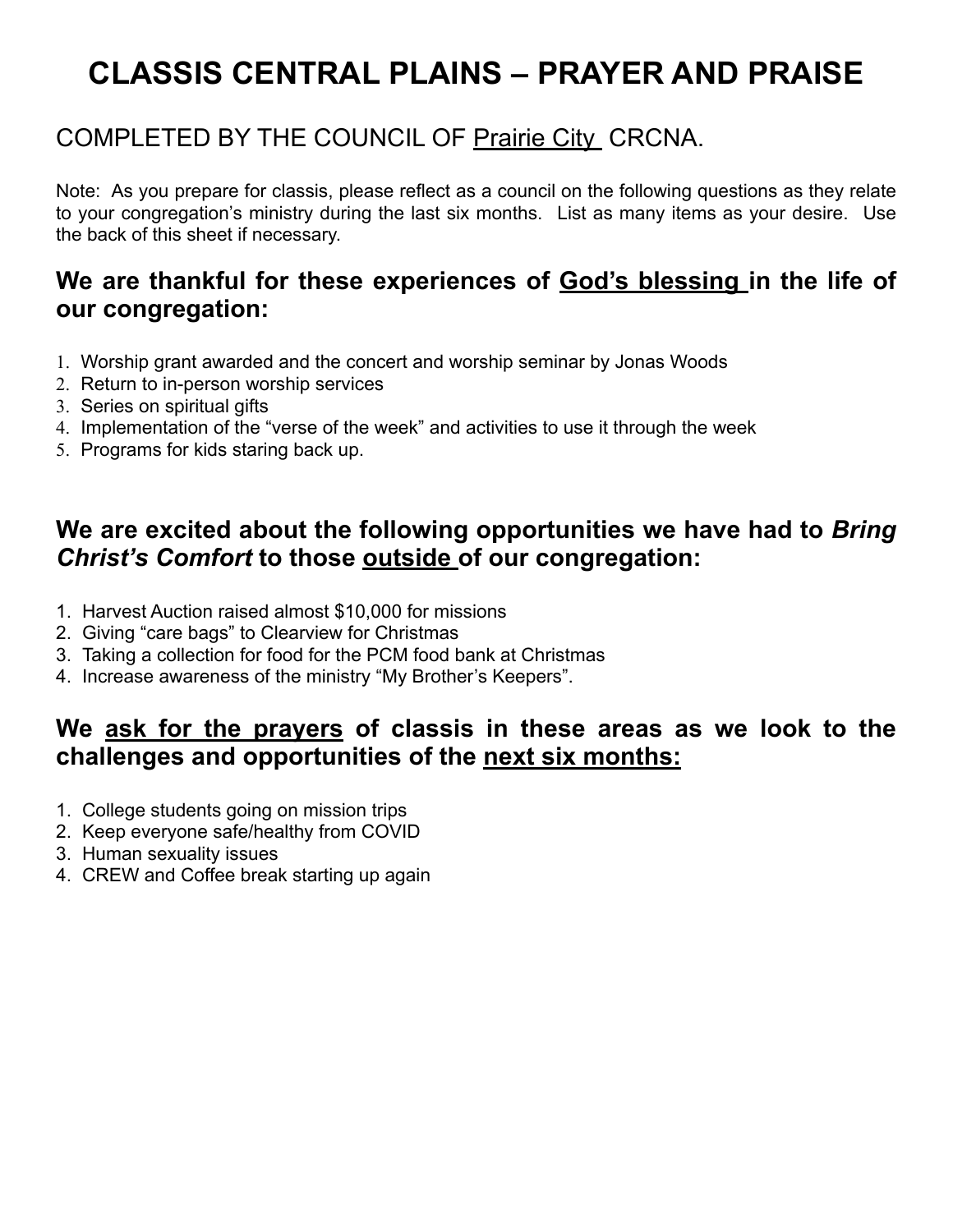# CLASSIS CENTRAL PLAINS – PRAYER AND PRAISE

COMPLETED BY THE COUNCIL OF Prairie City CRCNA.

Note: As you prepare for classis, please reflect as a council on the following questions as they relate to your congregation's ministry during the last six months. List as many items as your desire. Use the back of this sheet if necessary.

## We are thankful for these experiences of God's blessing in the life of our congregation:

1. Worship grant awarded and the concert and worship seminar by Jonas Woods
2. Return to in-person worship services
3. Series on spiritual gifts
4. Implementation of the "verse of the week" and activities to use it through the week
5. Programs for kids staring back up.

## We are excited about the following opportunities we have had to *Bring Christ's Comfort* to those outside of our congregation:

1. Harvest Auction raised almost $10,000 for missions
2. Giving "care bags" to Clearview for Christmas
3. Taking a collection for food for the PCM food bank at Christmas
4. Increase awareness of the ministry "My Brother's Keepers".

## We ask for the prayers of classis in these areas as we look to the challenges and opportunities of the next six months:

1. College students going on mission trips
2. Keep everyone safe/healthy from COVID
3. Human sexuality issues
4. CREW and Coffee break starting up again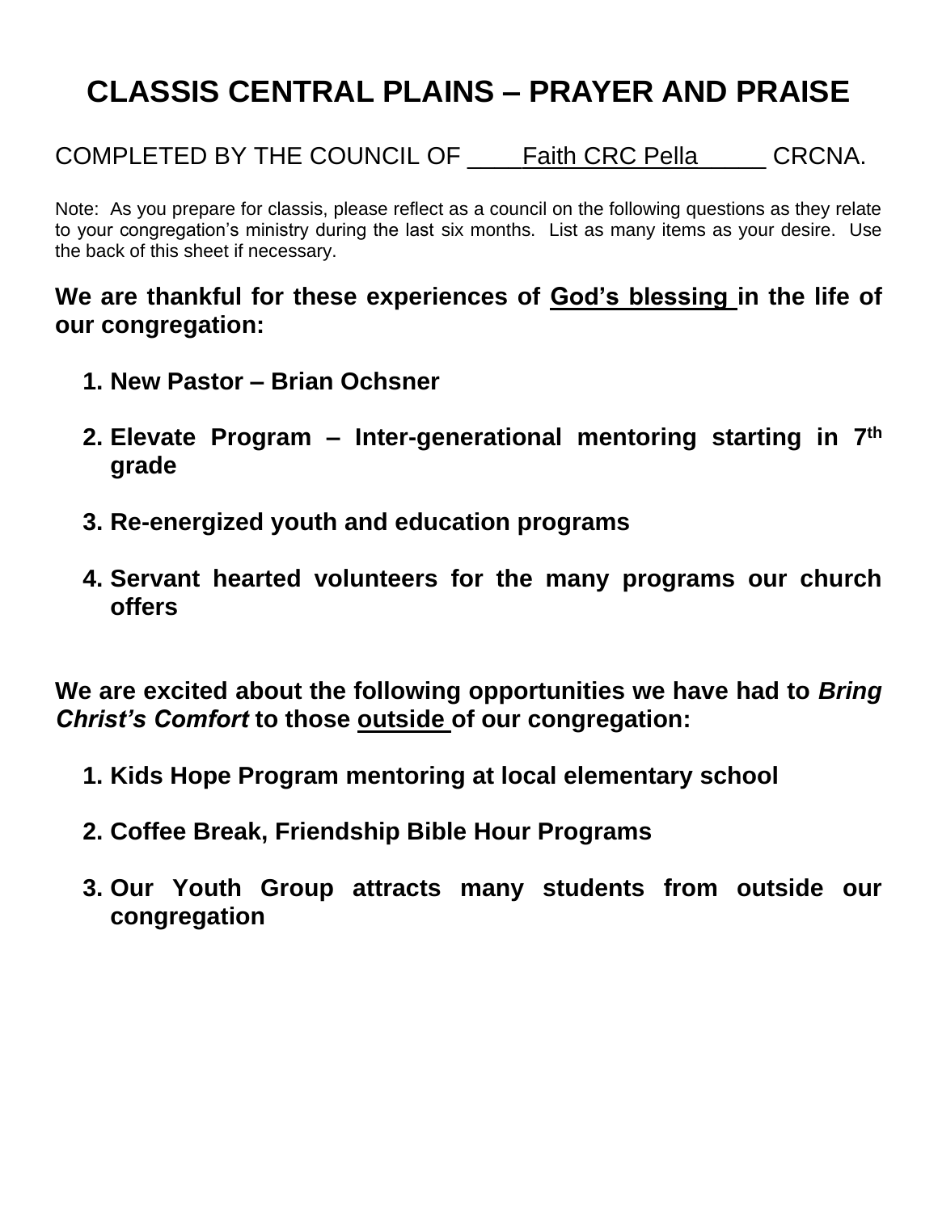# CLASSIS CENTRAL PLAINS – PRAYER AND PRAISE

COMPLETED BY THE COUNCIL OF ____Faith CRC Pella_____ CRCNA.

Note: As you prepare for classis, please reflect as a council on the following questions as they relate to your congregation's ministry during the last six months. List as many items as your desire. Use the back of this sheet if necessary.

**We are thankful for these experiences of God's blessing in the life of our congregation:**

1. **New Pastor – Brian Ochsner**
2. **Elevate Program – Inter-generational mentoring starting in 7th grade**
3. **Re-energized youth and education programs**
4. **Servant hearted volunteers for the many programs our church offers**

**We are excited about the following opportunities we have had to *Bring Christ's Comfort* to those outside of our congregation:**

1. **Kids Hope Program mentoring at local elementary school**
2. **Coffee Break, Friendship Bible Hour Programs**
3. **Our Youth Group attracts many students from outside our congregation**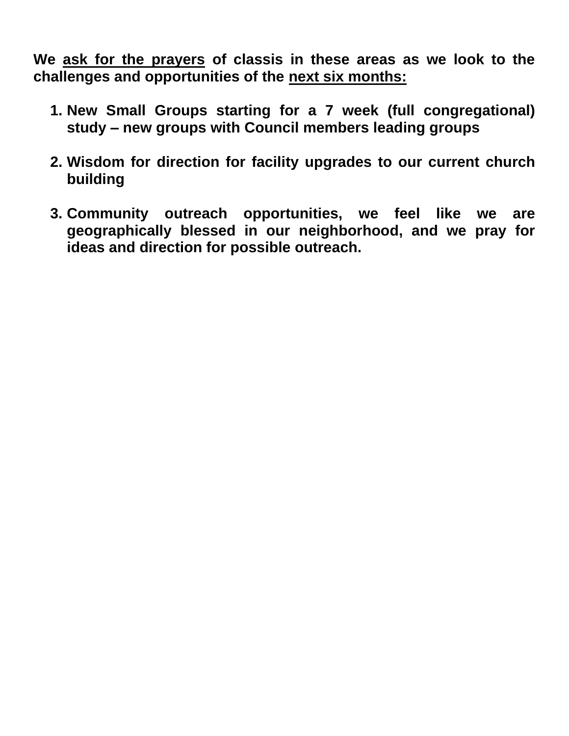**We <u>ask for the prayers</u> of classis in these areas as we look to the challenges and opportunities of the <u>next six months:</u>**

1. **New Small Groups starting for a 7 week (full congregational) study – new groups with Council members leading groups**

2. **Wisdom for direction for facility upgrades to our current church building**

3. **Community outreach opportunities, we feel like we are geographically blessed in our neighborhood, and we pray for ideas and direction for possible outreach.**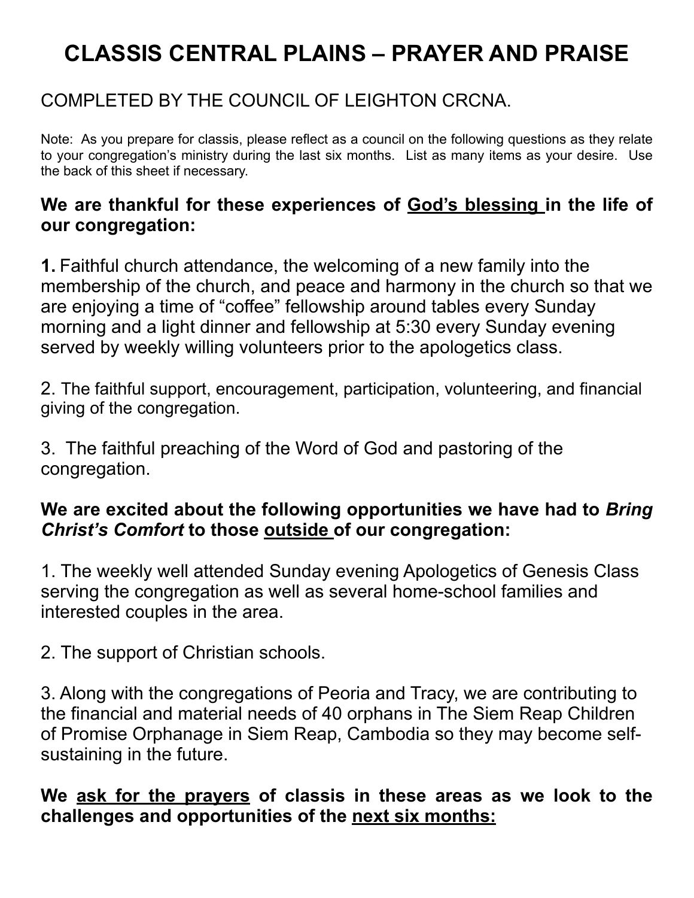# CLASSIS CENTRAL PLAINS – PRAYER AND PRAISE

COMPLETED BY THE COUNCIL OF LEIGHTON CRCNA.

Note: As you prepare for classis, please reflect as a council on the following questions as they relate to your congregation's ministry during the last six months. List as many items as your desire. Use the back of this sheet if necessary.

**We are thankful for these experiences of <u>God's blessing</u> in the life of our congregation:**

**1.** Faithful church attendance, the welcoming of a new family into the membership of the church, and peace and harmony in the church so that we are enjoying a time of "coffee" fellowship around tables every Sunday morning and a light dinner and fellowship at 5:30 every Sunday evening served by weekly willing volunteers prior to the apologetics class.

2. The faithful support, encouragement, participation, volunteering, and financial giving of the congregation.

3. The faithful preaching of the Word of God and pastoring of the congregation.

**We are excited about the following opportunities we have had to *Bring Christ's Comfort* to those <u>outside</u> of our congregation:**

1. The weekly well attended Sunday evening Apologetics of Genesis Class serving the congregation as well as several home-school families and interested couples in the area.

2. The support of Christian schools.

3. Along with the congregations of Peoria and Tracy, we are contributing to the financial and material needs of 40 orphans in The Siem Reap Children of Promise Orphanage in Siem Reap, Cambodia so they may become self-sustaining in the future.

**We <u>ask for the prayers</u> of classis in these areas as we look to the challenges and opportunities of the <u>next six months:</u>**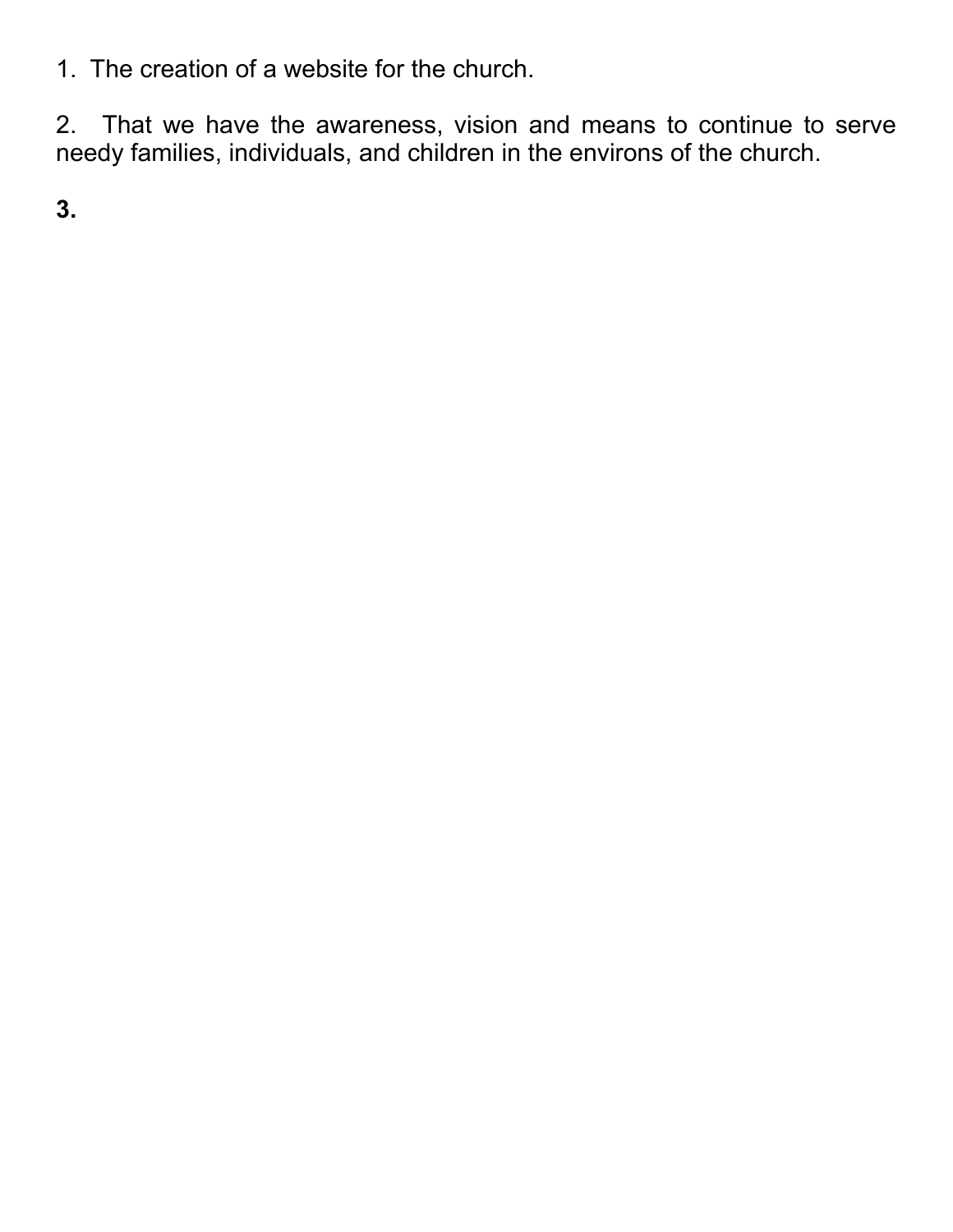1. The creation of a website for the church.

2. That we have the awareness, vision and means to continue to serve needy families, individuals, and children in the environs of the church.

**3.**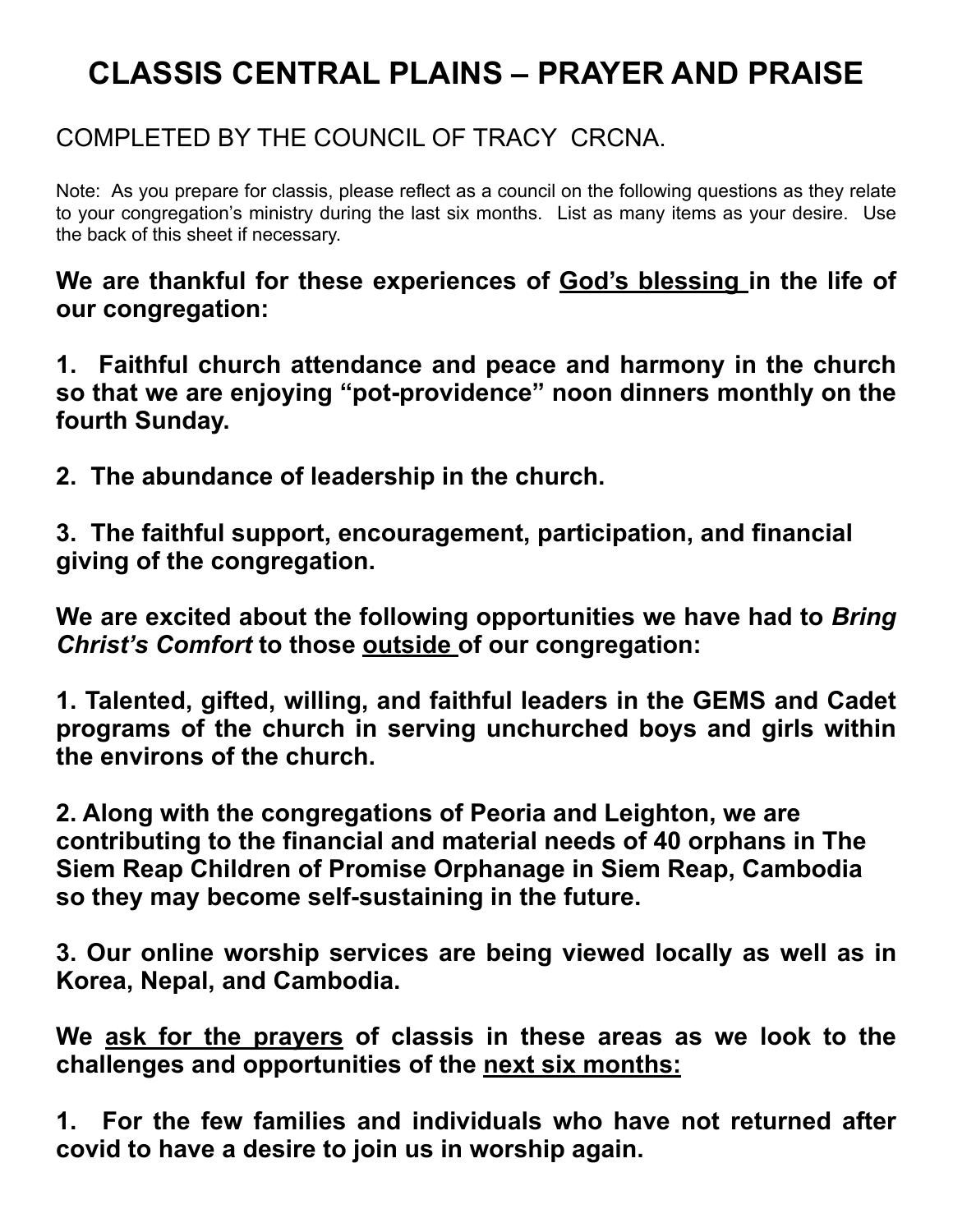# CLASSIS CENTRAL PLAINS – PRAYER AND PRAISE

COMPLETED BY THE COUNCIL OF TRACY CRCNA.

Note: As you prepare for classis, please reflect as a council on the following questions as they relate to your congregation's ministry during the last six months. List as many items as your desire. Use the back of this sheet if necessary.

**We are thankful for these experiences of <u>God's blessing</u> in the life of our congregation:**

**1. Faithful church attendance and peace and harmony in the church so that we are enjoying "pot-providence" noon dinners monthly on the fourth Sunday.**

**2. The abundance of leadership in the church.**

**3. The faithful support, encouragement, participation, and financial giving of the congregation.**

**We are excited about the following opportunities we have had to *Bring Christ's Comfort* to those <u>outside</u> of our congregation:**

**1. Talented, gifted, willing, and faithful leaders in the GEMS and Cadet programs of the church in serving unchurched boys and girls within the environs of the church.**

**2. Along with the congregations of Peoria and Leighton, we are contributing to the financial and material needs of 40 orphans in The Siem Reap Children of Promise Orphanage in Siem Reap, Cambodia so they may become self-sustaining in the future.**

**3. Our online worship services are being viewed locally as well as in Korea, Nepal, and Cambodia.**

**We <u>ask for the prayers</u> of classis in these areas as we look to the challenges and opportunities of the <u>next six months:</u>**

**1. For the few families and individuals who have not returned after covid to have a desire to join us in worship again.**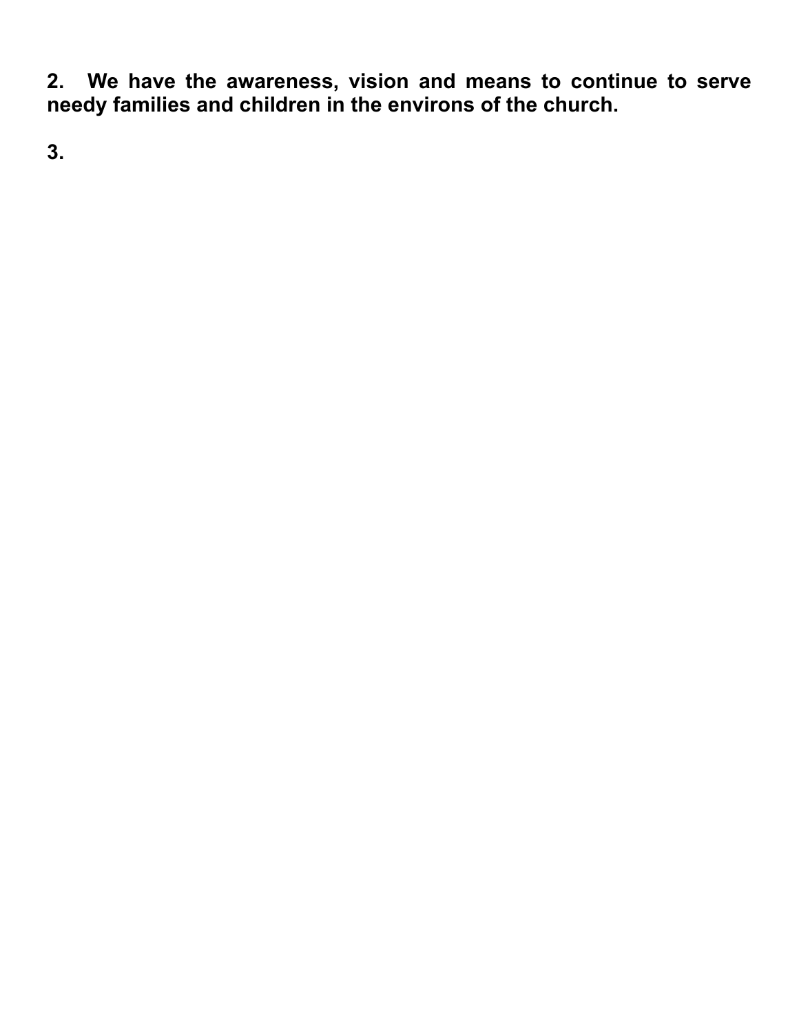**2. We have the awareness, vision and means to continue to serve needy families and children in the environs of the church.**

**3.**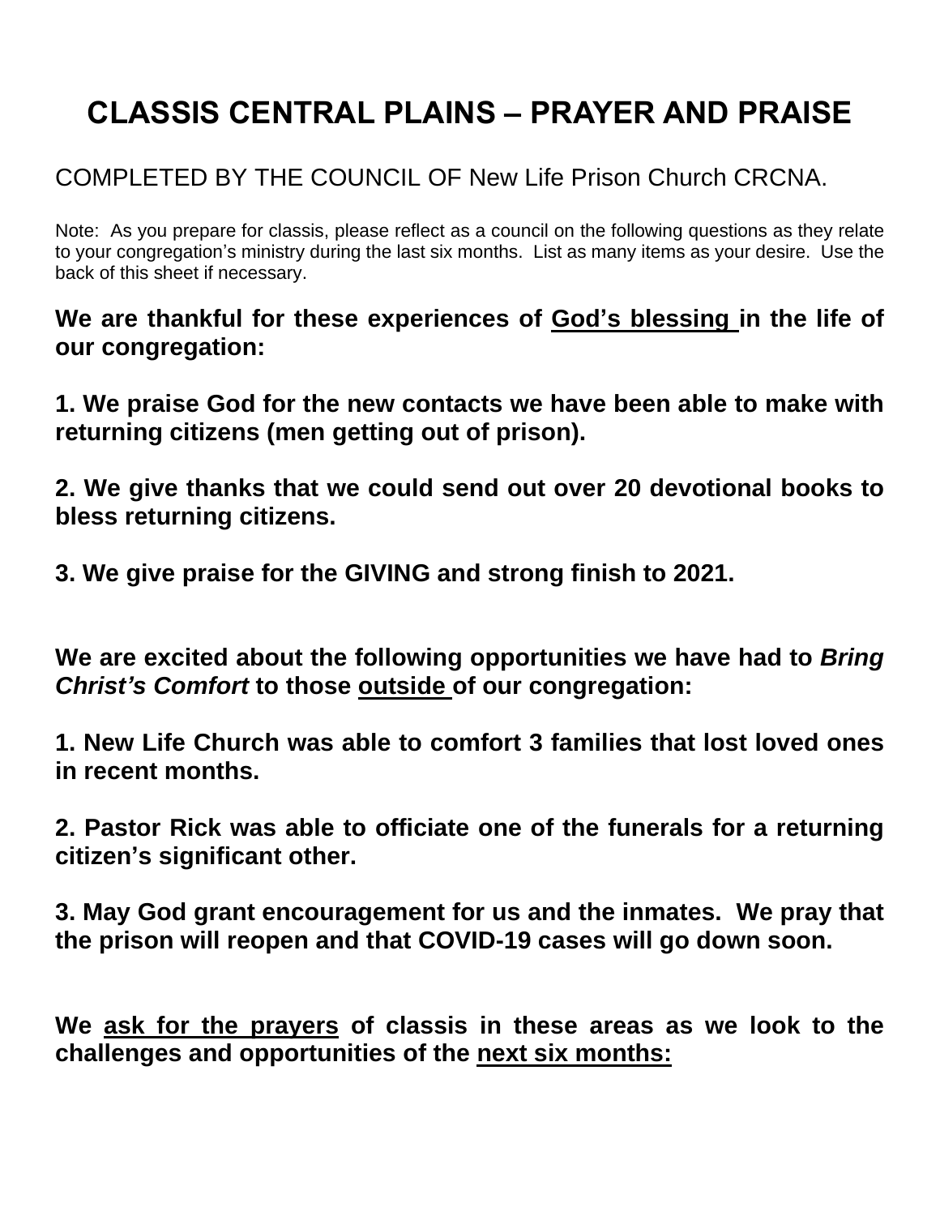# CLASSIS CENTRAL PLAINS – PRAYER AND PRAISE

COMPLETED BY THE COUNCIL OF New Life Prison Church CRCNA.

Note: As you prepare for classis, please reflect as a council on the following questions as they relate to your congregation's ministry during the last six months. List as many items as your desire. Use the back of this sheet if necessary.

**We are thankful for these experiences of <u>God's blessing</u> in the life of our congregation:**

**1. We praise God for the new contacts we have been able to make with returning citizens (men getting out of prison).**

**2. We give thanks that we could send out over 20 devotional books to bless returning citizens.**

**3. We give praise for the GIVING and strong finish to 2021.**

**We are excited about the following opportunities we have had to *Bring Christ's Comfort* to those <u>outside</u> of our congregation:**

**1. New Life Church was able to comfort 3 families that lost loved ones in recent months.**

**2. Pastor Rick was able to officiate one of the funerals for a returning citizen's significant other.**

**3. May God grant encouragement for us and the inmates. We pray that the prison will reopen and that COVID-19 cases will go down soon.**

**We <u>ask for the prayers</u> of classis in these areas as we look to the challenges and opportunities of the <u>next six months:</u>**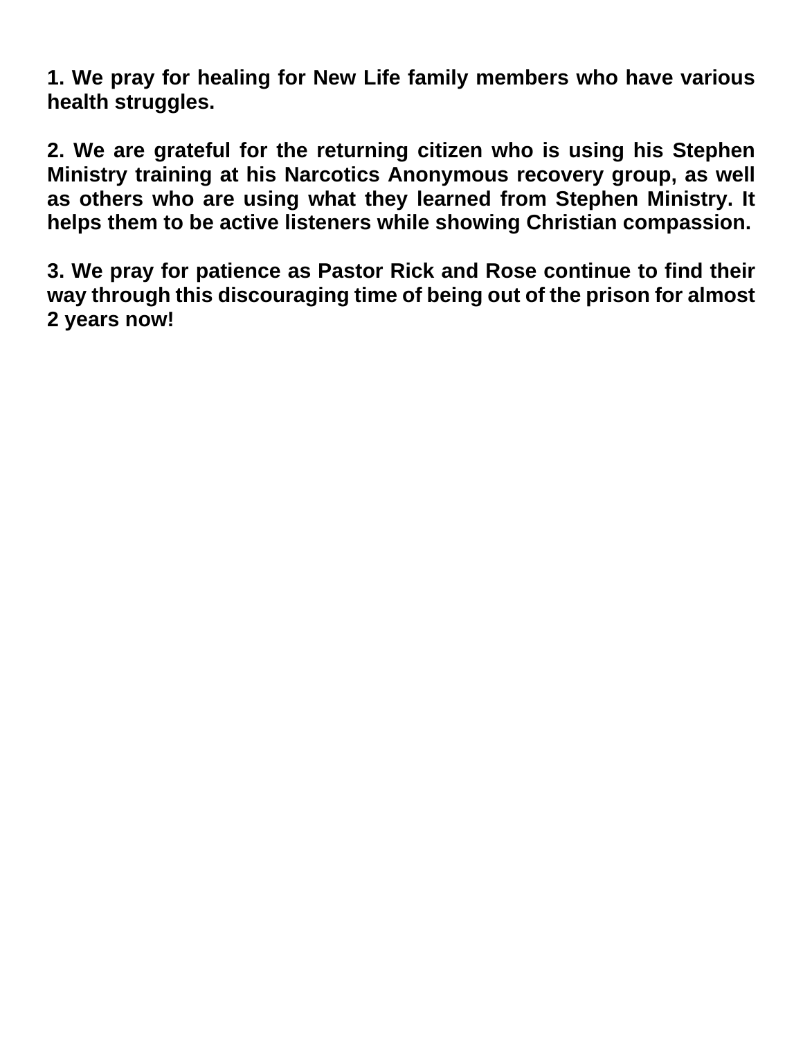**1. We pray for healing for New Life family members who have various health struggles.**

**2. We are grateful for the returning citizen who is using his Stephen Ministry training at his Narcotics Anonymous recovery group, as well as others who are using what they learned from Stephen Ministry. It helps them to be active listeners while showing Christian compassion.**

**3. We pray for patience as Pastor Rick and Rose continue to find their way through this discouraging time of being out of the prison for almost 2 years now!**